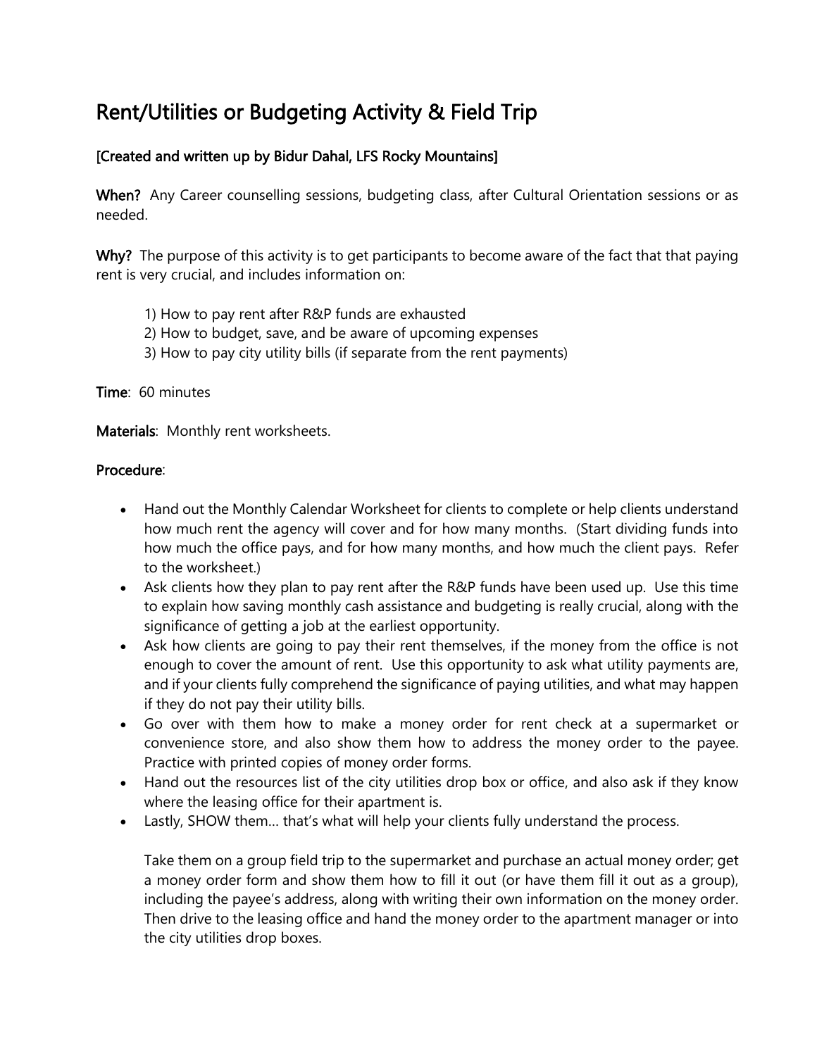# Rent/Utilities or Budgeting Activity & Field Trip

**[Created and written up by Bidur Dahal, LFS Rocky Mountains]**

**When?** Any Career counselling sessions, budgeting class, after Cultural Orientation sessions or as needed.

**Why?** The purpose of this activity is to get participants to become aware of the fact that that paying rent is very crucial, and includes information on:

1) How to pay rent after R&P funds are exhausted
2) How to budget, save, and be aware of upcoming expenses
3) How to pay city utility bills (if separate from the rent payments)

**Time**: 60 minutes

**Materials**: Monthly rent worksheets.

**Procedure**:

- Hand out the Monthly Calendar Worksheet for clients to complete or help clients understand how much rent the agency will cover and for how many months. (Start dividing funds into how much the office pays, and for how many months, and how much the client pays. Refer to the worksheet.)
- Ask clients how they plan to pay rent after the R&P funds have been used up. Use this time to explain how saving monthly cash assistance and budgeting is really crucial, along with the significance of getting a job at the earliest opportunity.
- Ask how clients are going to pay their rent themselves, if the money from the office is not enough to cover the amount of rent. Use this opportunity to ask what utility payments are, and if your clients fully comprehend the significance of paying utilities, and what may happen if they do not pay their utility bills.
- Go over with them how to make a money order for rent check at a supermarket or convenience store, and also show them how to address the money order to the payee. Practice with printed copies of money order forms.
- Hand out the resources list of the city utilities drop box or office, and also ask if they know where the leasing office for their apartment is.
- Lastly, SHOW them… that's what will help your clients fully understand the process.

  Take them on a group field trip to the supermarket and purchase an actual money order; get a money order form and show them how to fill it out (or have them fill it out as a group), including the payee's address, along with writing their own information on the money order. Then drive to the leasing office and hand the money order to the apartment manager or into the city utilities drop boxes.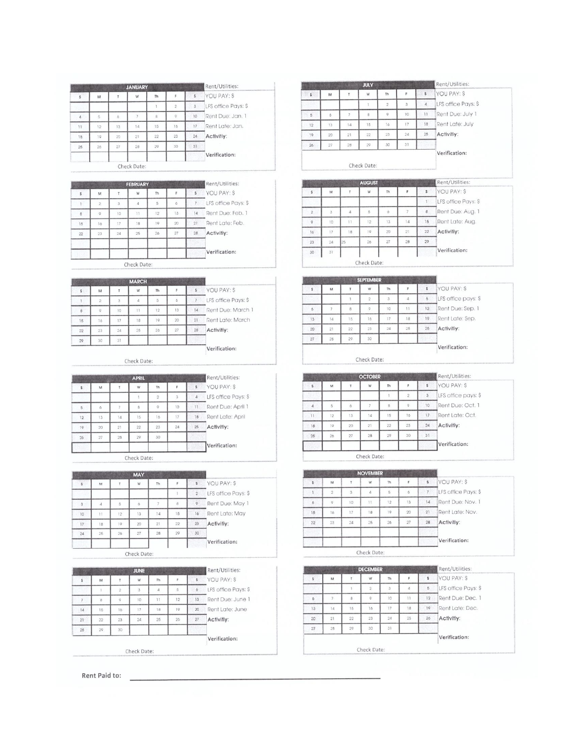## JANUARY

| S | M | T | W | Th | F | S |
|---|---|---|---|---|---|---|
| | | | | 1 | 2 | 3 |
| 4 | 5 | 6 | 7 | 8 | 9 | 10 |
| 11 | 12 | 13 | 14 | 15 | 16 | 17 |
| 18 | 19 | 20 | 21 | 22 | 23 | 24 |
| 25 | 26 | 27 | 28 | 29 | 30 | 31 |
| | | | | | | |

Check Date:

Rent/Utilities:
YOU PAY: $
LFS office Pays: $
Rent Due: Jan. 1
Rent Late: Jan.
Activity:

Verification:

## FEBRUARY

| S | M | T | W | Th | F | S |
|---|---|---|---|---|---|---|
| 1 | 2 | 3 | 4 | 5 | 6 | 7 |
| 8 | 9 | 10 | 11 | 12 | 13 | 14 |
| 15 | 16 | 17 | 18 | 19 | 20 | 21 |
| 22 | 23 | 24 | 25 | 26 | 27 | 28 |
| | | | | | | |
| | | | | | | |

Check Date:

Rent/Utilities:
YOU PAY: $
LFS office Pays: $
Rent Due: Feb. 1
Rent Late: Feb.
Activity:

Verification:

## MARCH

| S | M | T | W | Th | F | S |
|---|---|---|---|---|---|---|
| 1 | 2 | 3 | 4 | 5 | 6 | 7 |
| 8 | 9 | 10 | 11 | 12 | 13 | 14 |
| 15 | 16 | 17 | 18 | 19 | 20 | 21 |
| 22 | 23 | 24 | 25 | 26 | 27 | 28 |
| 29 | 30 | 31 | | | | |

Check Date:

YOU PAY: $
LFS office Pays: $
Rent Due: March 1
Rent Late: March
Activity:

Verification:

## APRIL

| S | M | T | W | Th | F | S |
|---|---|---|---|---|---|---|
| | | | 1 | 2 | 3 | 4 |
| 5 | 6 | 7 | 8 | 9 | 10 | 11 |
| 12 | 13 | 14 | 15 | 16 | 17 | 18 |
| 19 | 20 | 21 | 22 | 23 | 24 | 25 |
| 26 | 27 | 28 | 29 | 30 | | |
| | | | | | | |

Check Date:

Rent/Utilities:
YOU PAY: $
LFS office Pays: $
Rent Due: April 1
Rent Late: April
Activity:

Verification:

## MAY

| S | M | T | W | Th | F | S |
|---|---|---|---|---|---|---|
| | | | | | 1 | 2 |
| 3 | 4 | 5 | 6 | 7 | 8 | 9 |
| 10 | 11 | 12 | 13 | 14 | 15 | 16 |
| 17 | 18 | 19 | 20 | 21 | 22 | 23 |
| 24 | 25 | 26 | 27 | 28 | 29 | 30 |
| | | | | | | |

Check Date:

YOU PAY: $
LFS office Pays: $
Rent Due: May 1
Rent Late: May
Activity:

Verification:

## JUNE

| S | M | T | W | Th | F | S |
|---|---|---|---|---|---|---|
| | 1 | 2 | 3 | 4 | 5 | 6 |
| 7 | 8 | 9 | 10 | 11 | 12 | 13 |
| 14 | 15 | 16 | 17 | 18 | 19 | 20 |
| 21 | 22 | 23 | 24 | 25 | 26 | 27 |
| 28 | 29 | 30 | | | | |

Check Date:

Rent/Utilities:
YOU PAY: $
LFS office Pays: $
Rent Due: June 1
Rent Late: June
Activity:

Verification:

## JULY

| S | M | T | W | Th | F | S |
|---|---|---|---|---|---|---|
| | | | 1 | 2 | 3 | 4 |
| 5 | 6 | 7 | 8 | 9 | 10 | 11 |
| 12 | 13 | 14 | 15 | 16 | 17 | 18 |
| 19 | 20 | 21 | 22 | 23 | 24 | 25 |
| 26 | 27 | 28 | 29 | 30 | 31 | |

Check Date:

Rent/Utilities:
YOU PAY: $
LFS office Pays: $
Rent Due: July 1
Rent Late: July
Activity:

Verification:

## AUGUST

| S | M | T | W | Th | F | S |
|---|---|---|---|---|---|---|
| | | | | | | 1 |
| 2 | 3 | 4 | 5 | 6 | 7 | 8 |
| 9 | 10 | 11 | 12 | 13 | 14 | 15 |
| 16 | 17 | 18 | 19 | 20 | 21 | 22 |
| 23 | 24 | 25 | 26 | 27 | 28 | 29 |
| 30 | 31 | | | | | |

Check Date:

Rent/Utilities:
YOU PAY: $
LFS office Pays: $
Rent Due: Aug. 1
Rent Late: Aug.
Activity:

Verification:

## SEPTEMBER

| S | M | T | W | Th | F | S |
|---|---|---|---|---|---|---|
| | | 1 | 2 | 3 | 4 | 5 |
| 6 | 7 | 8 | 9 | 10 | 11 | 12 |
| 13 | 14 | 15 | 16 | 17 | 18 | 19 |
| 20 | 21 | 22 | 23 | 24 | 25 | 26 |
| 27 | 28 | 29 | 30 | | | |

Check Date:

YOU PAY: $
LFS office pays: $
Rent Due: Sep. 1
Rent Late: Sep.
Activity:

Verification:

## OCTOBER

| S | M | T | W | Th | F | S |
|---|---|---|---|---|---|---|
| | | | | 1 | 2 | 3 |
| 4 | 5 | 6 | 7 | 8 | 9 | 10 |
| 11 | 12 | 13 | 14 | 15 | 16 | 17 |
| 18 | 19 | 20 | 21 | 22 | 23 | 24 |
| 25 | 26 | 27 | 28 | 29 | 30 | 31 |
| | | | | | | |

Check Date:

Rent/Utilities:
YOU PAY: $
LFS office pays: $
Rent Due: Oct. 1
Rent Late: Oct.
Activity:

Verification:

## NOVEMBER

| S | M | T | W | Th | F | S |
|---|---|---|---|---|---|---|
| 1 | 2 | 3 | 4 | 5 | 6 | 7 |
| 8 | 9 | 10 | 11 | 12 | 13 | 14 |
| 15 | 16 | 17 | 18 | 19 | 20 | 21 |
| 22 | 23 | 24 | 25 | 26 | 27 | 28 |
| | | | | | | |
| | | | | | | |

Check Date:

YOU PAY: $
LFS office Pays: $
Rent Due: Nov. 1
Rent Late: Nov.
Activity:

Verification:

## DECEMBER

| S | M | T | W | Th | F | S |
|---|---|---|---|---|---|---|
| | | 1 | 2 | 3 | 4 | 5 |
| 6 | 7 | 8 | 9 | 10 | 11 | 12 |
| 13 | 14 | 15 | 16 | 17 | 18 | 19 |
| 20 | 21 | 22 | 23 | 24 | 25 | 26 |
| 27 | 28 | 29 | 30 | 31 | | |

Check Date:

Rent/Utilities:
YOU PAY: $
LFS office Pays: $
Rent Due: Dec. 1
Rent Late: Dec.
Activity:

Verification:

**Rent Paid to:** ______________________________